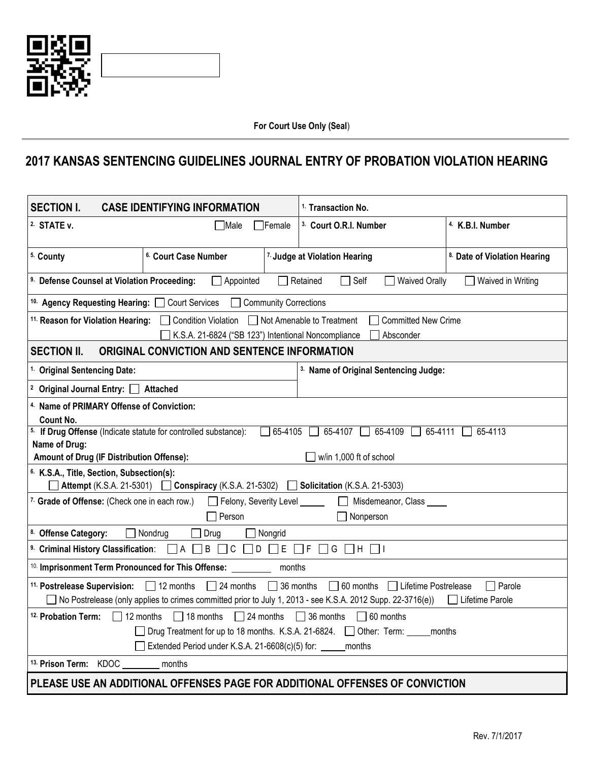For Court Use Only (Seal)

# 2017 KANSAS SENTENCING GUIDELINES JOURNAL ENTRY OF PROBATION VIOLATION HEARING

## SECTION I. CASE IDENTIFYING INFORMATION

1. Transaction No.

2. STATE v. ☐ Male ☐ Female

3. Court O.R.I. Number

4. K.B.I. Number

5. County

6. Court Case Number

7. Judge at Violation Hearing

8. Date of Violation Hearing

9. Defense Counsel at Violation Proceeding: ☐ Appointed ☐ Retained ☐ Self ☐ Waived Orally ☐ Waived in Writing

10. Agency Requesting Hearing: ☐ Court Services ☐ Community Corrections

11. Reason for Violation Hearing: ☐ Condition Violation ☐ Not Amenable to Treatment ☐ Committed New Crime ☐ K.S.A. 21-6824 ("SB 123") Intentional Noncompliance ☐ Absconder

## SECTION II. ORIGINAL CONVICTION AND SENTENCE INFORMATION

1. Original Sentencing Date:

2. Original Journal Entry: ☐ Attached

3. Name of Original Sentencing Judge:

4. Name of PRIMARY Offense of Conviction:
   Count No.

5. If Drug Offense (Indicate statute for controlled substance): ☐ 65-4105 ☐ 65-4107 ☐ 65-4109 ☐ 65-4111 ☐ 65-4113
   Name of Drug:
   Amount of Drug (IF Distribution Offense): ☐ w/in 1,000 ft of school

6. K.S.A., Title, Section, Subsection(s):
   ☐ Attempt (K.S.A. 21-5301) ☐ Conspiracy (K.S.A. 21-5302) ☐ Solicitation (K.S.A. 21-5303)

7. Grade of Offense: (Check one in each row.) ☐ Felony, Severity Level _____ ☐ Misdemeanor, Class ____
   ☐ Person ☐ Nonperson

8. Offense Category: ☐ Nondrug ☐ Drug ☐ Nongrid

9. Criminal History Classification: ☐ A ☐ B ☐ C ☐ D ☐ E ☐ F ☐ G ☐ H ☐ I

10. Imprisonment Term Pronounced for This Offense: ________ months

11. Postrelease Supervision: ☐ 12 months ☐ 24 months ☐ 36 months ☐ 60 months ☐ Lifetime Postrelease ☐ Parole
    ☐ No Postrelease (only applies to crimes committed prior to July 1, 2013 - see K.S.A. 2012 Supp. 22-3716(e)) ☐ Lifetime Parole

12. Probation Term: ☐ 12 months ☐ 18 months ☐ 24 months ☐ 36 months ☐ 60 months
    ☐ Drug Treatment for up to 18 months. K.S.A. 21-6824. ☐ Other: Term: _____months
    ☐ Extended Period under K.S.A. 21-6608(c)(5) for: _____months

13. Prison Term: KDOC ________ months

**PLEASE USE AN ADDITIONAL OFFENSES PAGE FOR ADDITIONAL OFFENSES OF CONVICTION**

Rev. 7/1/2017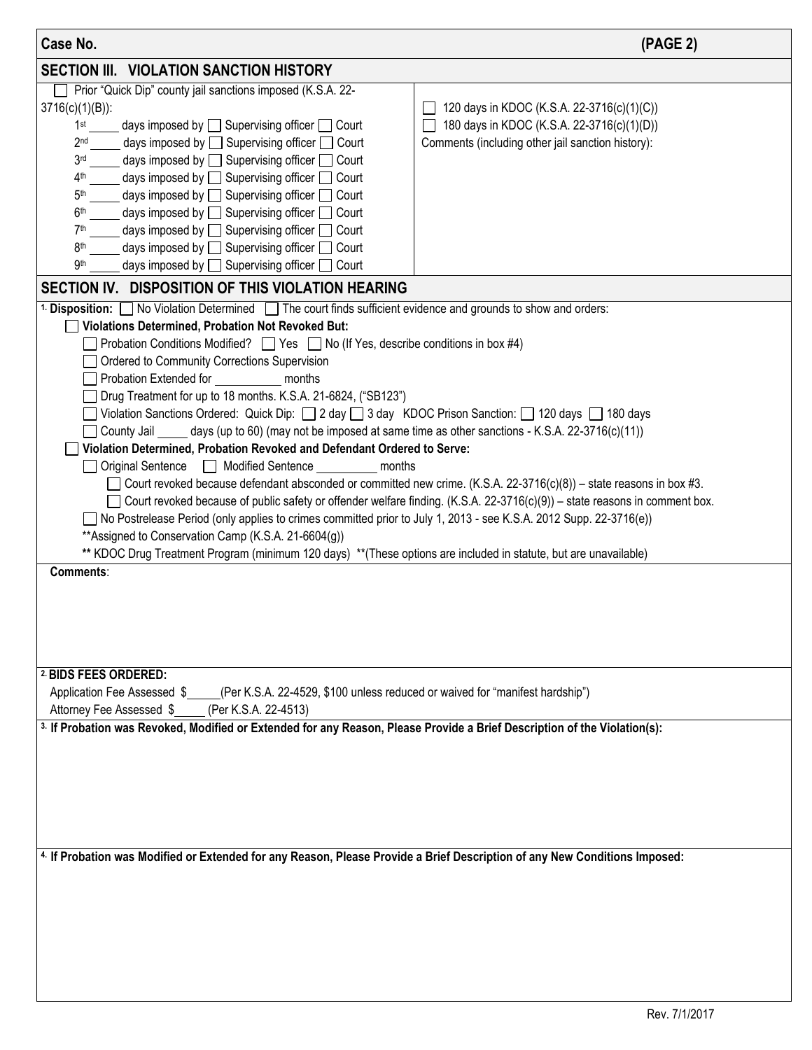**Case No.** **(PAGE 2)**

## SECTION III. VIOLATION SANCTION HISTORY

☐ Prior "Quick Dip" county jail sanctions imposed (K.S.A. 22-3716(c)(1)(B)):

- 1st _____ days imposed by ☐ Supervising officer ☐ Court
- 2nd _____ days imposed by ☐ Supervising officer ☐ Court
- 3rd _____ days imposed by ☐ Supervising officer ☐ Court
- 4th _____ days imposed by ☐ Supervising officer ☐ Court
- 5th _____ days imposed by ☐ Supervising officer ☐ Court
- 6th _____ days imposed by ☐ Supervising officer ☐ Court
- 7th _____ days imposed by ☐ Supervising officer ☐ Court
- 8th _____ days imposed by ☐ Supervising officer ☐ Court
- 9th _____ days imposed by ☐ Supervising officer ☐ Court

☐ 120 days in KDOC (K.S.A. 22-3716(c)(1)(C))

☐ 180 days in KDOC (K.S.A. 22-3716(c)(1)(D))

Comments (including other jail sanction history):

## SECTION IV. DISPOSITION OF THIS VIOLATION HEARING

1. **Disposition:** ☐ No Violation Determined ☐ The court finds sufficient evidence and grounds to show and orders:

☐ **Violations Determined, Probation Not Revoked But:**

- ☐ Probation Conditions Modified? ☐ Yes ☐ No (If Yes, describe conditions in box #4)
- ☐ Ordered to Community Corrections Supervision
- ☐ Probation Extended for __________ months
- ☐ Drug Treatment for up to 18 months. K.S.A. 21-6824, ("SB123")
- ☐ Violation Sanctions Ordered: Quick Dip: ☐ 2 day ☐ 3 day KDOC Prison Sanction: ☐ 120 days ☐ 180 days
- ☐ County Jail _____ days (up to 60) (may not be imposed at same time as other sanctions - K.S.A. 22-3716(c)(11))

☐ **Violation Determined, Probation Revoked and Defendant Ordered to Serve:**

- ☐ Original Sentence ☐ Modified Sentence _________ months
  - ☐ Court revoked because defendant absconded or committed new crime. (K.S.A. 22-3716(c)(8)) – state reasons in box #3.
  - ☐ Court revoked because of public safety or offender welfare finding. (K.S.A. 22-3716(c)(9)) – state reasons in comment box.
- ☐ No Postrelease Period (only applies to crimes committed prior to July 1, 2013 - see K.S.A. 2012 Supp. 22-3716(e))
- **Assigned to Conservation Camp (K.S.A. 21-6604(g))
- ** KDOC Drug Treatment Program (minimum 120 days) **(These options are included in statute, but are unavailable)

**Comments**:

2. **BIDS FEES ORDERED:**

Application Fee Assessed $_____(Per K.S.A. 22-4529, $100 unless reduced or waived for "manifest hardship")

Attorney Fee Assessed $_____ (Per K.S.A. 22-4513)

3. **If Probation was Revoked, Modified or Extended for any Reason, Please Provide a Brief Description of the Violation(s):**

4. **If Probation was Modified or Extended for any Reason, Please Provide a Brief Description of any New Conditions Imposed:**

Rev. 7/1/2017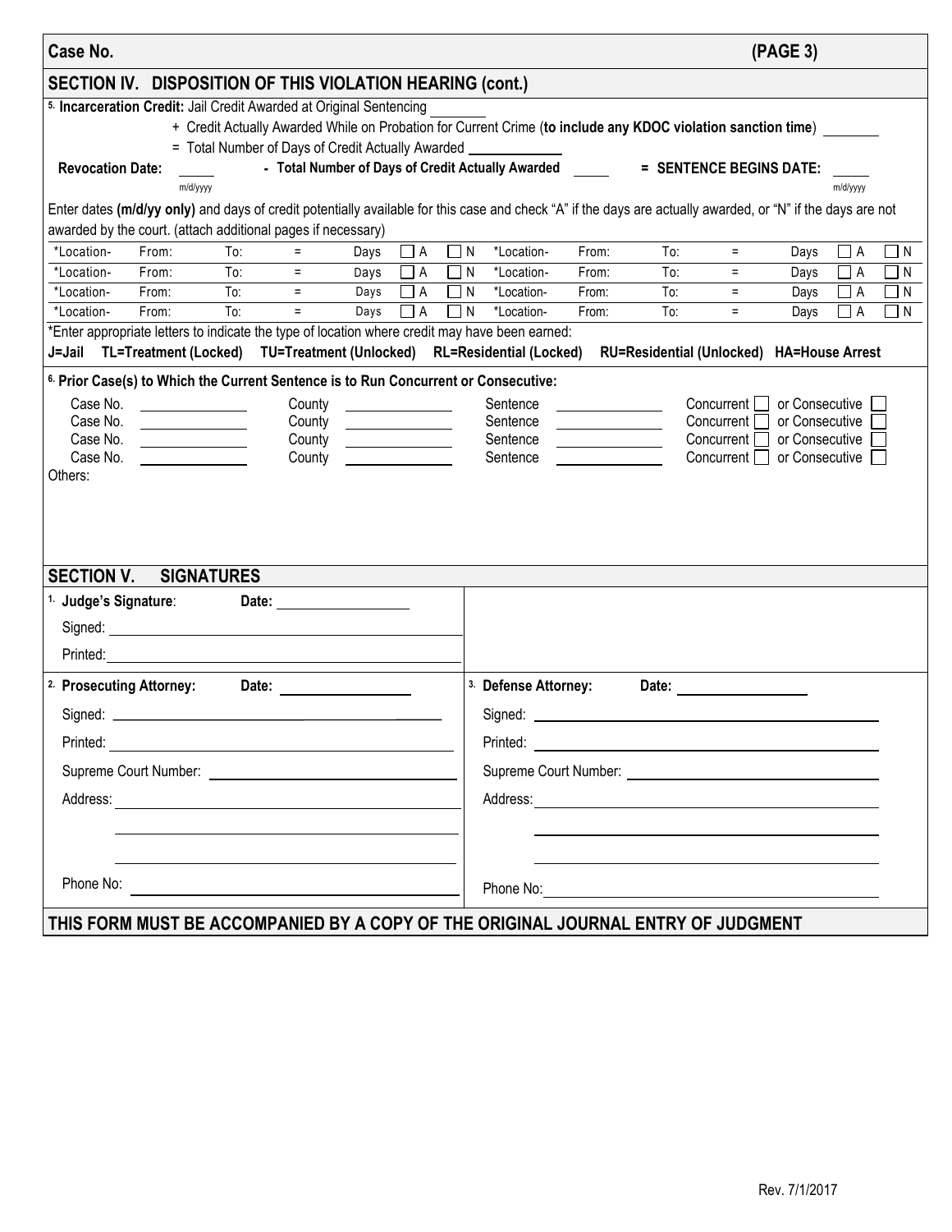**Case No. (PAGE 3)**

## SECTION IV. DISPOSITION OF THIS VIOLATION HEARING (cont.)

[5] **Incarceration Credit:** Jail Credit Awarded at Original Sentencing \_\_\_\_\_\_\_

\+ Credit Actually Awarded While on Probation for Current Crime (**to include any KDOC violation sanction time**) \_\_\_\_\_\_\_

= Total Number of Days of Credit Actually Awarded \_\_\_\_\_\_\_\_\_\_\_\_

**Revocation Date:** \_\_\_\_\_ (m/d/yyyy) **- Total Number of Days of Credit Actually Awarded** \_\_\_\_\_ **= SENTENCE BEGINS DATE:** \_\_\_\_\_ (m/d/yyyy)

Enter dates **(m/d/yy only)** and days of credit potentially available for this case and check "A" if the days are actually awarded, or "N" if the days are not awarded by the court. (attach additional pages if necessary)

| *Location- | From: | To: | = | Days | ☐ A | ☐ N | *Location- | From: | To: | = | Days | ☐ A | ☐ N |
|---|---|---|---|---|---|---|---|---|---|---|---|---|---|
| *Location- | From: | To: | = | Days | ☐ A | ☐ N | *Location- | From: | To: | = | Days | ☐ A | ☐ N |
| *Location- | From: | To: | = | Days | ☐ A | ☐ N | *Location- | From: | To: | = | Days | ☐ A | ☐ N |
| *Location- | From: | To: | = | Days | ☐ A | ☐ N | *Location- | From: | To: | = | Days | ☐ A | ☐ N |

*Enter appropriate letters to indicate the type of location where credit may have been earned:

**J=Jail TL=Treatment (Locked) TU=Treatment (Unlocked) RL=Residential (Locked) RU=Residential (Unlocked) HA=House Arrest**

[6] **Prior Case(s) to Which the Current Sentence is to Run Concurrent or Consecutive:**

| Case No. | County | Sentence | |
|---|---|---|---|
| Case No. \_\_\_\_\_\_\_\_ | County \_\_\_\_\_\_\_\_ | Sentence \_\_\_\_\_\_\_\_ | Concurrent ☐ or Consecutive ☐ |
| Case No. \_\_\_\_\_\_\_\_ | County \_\_\_\_\_\_\_\_ | Sentence \_\_\_\_\_\_\_\_ | Concurrent ☐ or Consecutive ☐ |
| Case No. \_\_\_\_\_\_\_\_ | County \_\_\_\_\_\_\_\_ | Sentence \_\_\_\_\_\_\_\_ | Concurrent ☐ or Consecutive ☐ |
| Case No. \_\_\_\_\_\_\_\_ | County \_\_\_\_\_\_\_\_ | Sentence \_\_\_\_\_\_\_\_ | Concurrent ☐ or Consecutive ☐ |

Others:

## SECTION V. SIGNATURES

[1] **Judge's Signature**: **Date:** \_\_\_\_\_\_\_\_\_\_\_\_\_\_\_\_

Signed: \_\_\_\_\_\_\_\_\_\_\_\_\_\_\_\_\_\_\_\_\_\_\_\_\_\_\_\_\_\_\_\_

Printed: \_\_\_\_\_\_\_\_\_\_\_\_\_\_\_\_\_\_\_\_\_\_\_\_\_\_\_\_\_\_\_\_

[2] **Prosecuting Attorney: Date:** \_\_\_\_\_\_\_\_\_\_\_\_\_\_\_\_

Signed: \_\_\_\_\_\_\_\_\_\_\_\_\_\_\_\_\_\_\_\_\_\_\_\_\_\_\_\_\_\_\_\_

Printed: \_\_\_\_\_\_\_\_\_\_\_\_\_\_\_\_\_\_\_\_\_\_\_\_\_\_\_\_\_\_\_\_

Supreme Court Number: \_\_\_\_\_\_\_\_\_\_\_\_\_\_\_\_\_\_\_\_\_\_\_\_

Address: \_\_\_\_\_\_\_\_\_\_\_\_\_\_\_\_\_\_\_\_\_\_\_\_\_\_\_\_\_\_\_\_

Phone No: \_\_\_\_\_\_\_\_\_\_\_\_\_\_\_\_\_\_\_\_\_\_\_\_\_\_\_\_\_\_\_\_

[3] **Defense Attorney: Date:** \_\_\_\_\_\_\_\_\_\_\_\_\_\_\_\_

Signed: \_\_\_\_\_\_\_\_\_\_\_\_\_\_\_\_\_\_\_\_\_\_\_\_\_\_\_\_\_\_\_\_

Printed: \_\_\_\_\_\_\_\_\_\_\_\_\_\_\_\_\_\_\_\_\_\_\_\_\_\_\_\_\_\_\_\_

Supreme Court Number: \_\_\_\_\_\_\_\_\_\_\_\_\_\_\_\_\_\_\_\_\_\_\_\_

Address: \_\_\_\_\_\_\_\_\_\_\_\_\_\_\_\_\_\_\_\_\_\_\_\_\_\_\_\_\_\_\_\_

Phone No: \_\_\_\_\_\_\_\_\_\_\_\_\_\_\_\_\_\_\_\_\_\_\_\_\_\_\_\_\_\_\_\_

**THIS FORM MUST BE ACCOMPANIED BY A COPY OF THE ORIGINAL JOURNAL ENTRY OF JUDGMENT**

Rev. 7/1/2017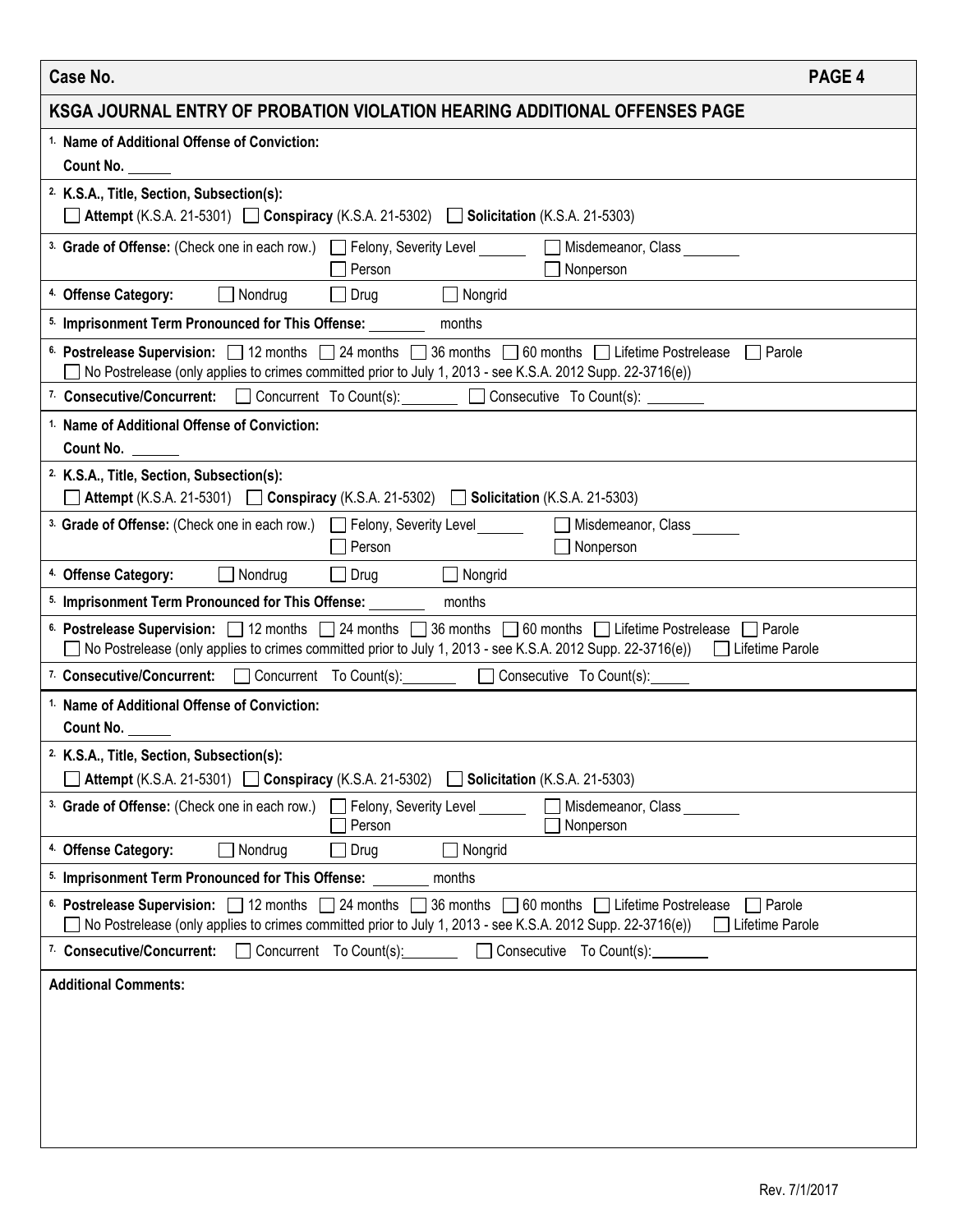**Case No.** **PAGE 4**

## KSGA JOURNAL ENTRY OF PROBATION VIOLATION HEARING ADDITIONAL OFFENSES PAGE

1. **Name of Additional Offense of Conviction:**
   **Count No.** ______

2. **K.S.A., Title, Section, Subsection(s):**
   ☐ **Attempt** (K.S.A. 21-5301) ☐ **Conspiracy** (K.S.A. 21-5302) ☐ **Solicitation** (K.S.A. 21-5303)

3. **Grade of Offense:** (Check one in each row.) ☐ Felony, Severity Level ______ ☐ Misdemeanor, Class ________
   ☐ Person ☐ Nonperson

4. **Offense Category:** ☐ Nondrug ☐ Drug ☐ Nongrid

5. **Imprisonment Term Pronounced for This Offense:** ________ months

6. **Postrelease Supervision:** ☐ 12 months ☐ 24 months ☐ 36 months ☐ 60 months ☐ Lifetime Postrelease ☐ Parole
   ☐ No Postrelease (only applies to crimes committed prior to July 1, 2013 - see K.S.A. 2012 Supp. 22-3716(e))

7. **Consecutive/Concurrent:** ☐ Concurrent To Count(s):________ ☐ Consecutive To Count(s): ________

---

1. **Name of Additional Offense of Conviction:**
   **Count No.** ______

2. **K.S.A., Title, Section, Subsection(s):**
   ☐ **Attempt** (K.S.A. 21-5301) ☐ **Conspiracy** (K.S.A. 21-5302) ☐ **Solicitation** (K.S.A. 21-5303)

3. **Grade of Offense:** (Check one in each row.) ☐ Felony, Severity Level ______ ☐ Misdemeanor, Class ______
   ☐ Person ☐ Nonperson

4. **Offense Category:** ☐ Nondrug ☐ Drug ☐ Nongrid

5. **Imprisonment Term Pronounced for This Offense:** ________ months

6. **Postrelease Supervision:** ☐ 12 months ☐ 24 months ☐ 36 months ☐ 60 months ☐ Lifetime Postrelease ☐ Parole
   ☐ No Postrelease (only applies to crimes committed prior to July 1, 2013 - see K.S.A. 2012 Supp. 22-3716(e)) ☐ Lifetime Parole

7. **Consecutive/Concurrent:** ☐ Concurrent To Count(s):_______ ☐ Consecutive To Count(s):_____

---

1. **Name of Additional Offense of Conviction:**
   **Count No.** ______

2. **K.S.A., Title, Section, Subsection(s):**
   ☐ **Attempt** (K.S.A. 21-5301) ☐ **Conspiracy** (K.S.A. 21-5302) ☐ **Solicitation** (K.S.A. 21-5303)

3. **Grade of Offense:** (Check one in each row.) ☐ Felony, Severity Level ______ ☐ Misdemeanor, Class ________
   ☐ Person ☐ Nonperson

4. **Offense Category:** ☐ Nondrug ☐ Drug ☐ Nongrid

5. **Imprisonment Term Pronounced for This Offense:** ________ months

6. **Postrelease Supervision:** ☐ 12 months ☐ 24 months ☐ 36 months ☐ 60 months ☐ Lifetime Postrelease ☐ Parole
   ☐ No Postrelease (only applies to crimes committed prior to July 1, 2013 - see K.S.A. 2012 Supp. 22-3716(e)) ☐ Lifetime Parole

7. **Consecutive/Concurrent:** ☐ Concurrent To Count(s):_______ ☐ Consecutive To Count(s):________

---

**Additional Comments:**

Rev. 7/1/2017